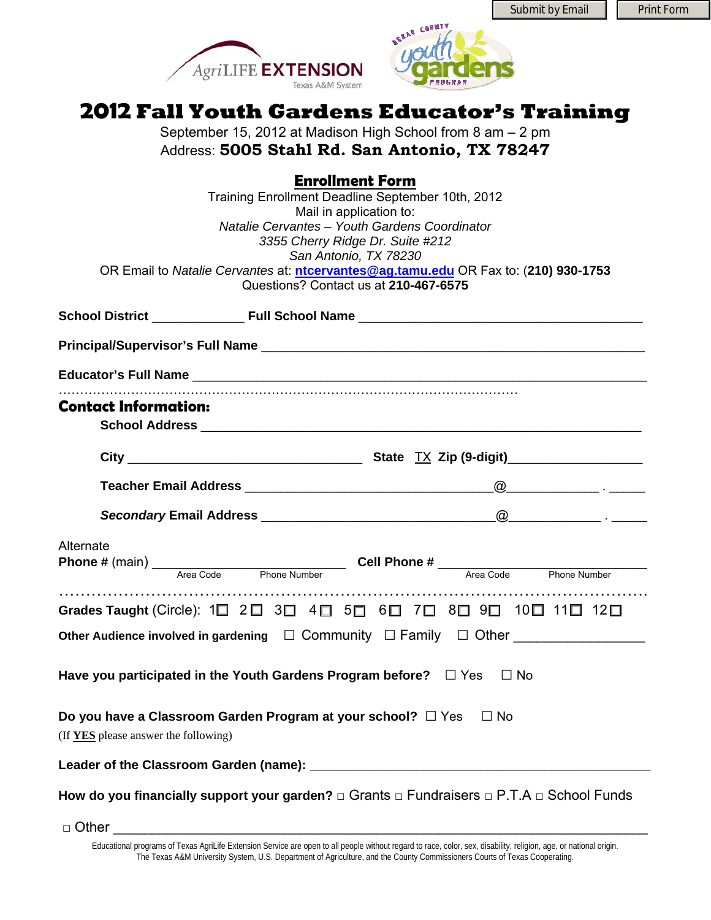Submit by Email | Print Form

AgriLIFE EXTENSION
Texas A&M System

BEXAR COUNTY youth gardens PROGRAM

# 2012 Fall Youth Gardens Educator's Training

September 15, 2012 at Madison High School from 8 am – 2 pm
Address: **5005 Stahl Rd. San Antonio, TX 78247**

## Enrollment Form

Training Enrollment Deadline September 10th, 2012
Mail in application to:
*Natalie Cervantes – Youth Gardens Coordinator*
*3355 Cherry Ridge Dr. Suite #212*
*San Antonio, TX 78230*
OR Email to *Natalie Cervantes* at: **ntcervantes@ag.tamu.edu** OR Fax to: (**210) 930-1753**
Questions? Contact us at **210-467-6575**

**School District** _____________ **Full School Name** ________________________________________

**Principal/Supervisor's Full Name** ________________________________________________________

**Educator's Full Name** ______________________________________________________________

## Contact Information:

**School Address** ______________________________________________________________

**City** ________________________________ **State** TX **Zip (9-digit)**___________________

**Teacher Email Address** ___________________________________@_____________ . _____

***Secondary* Email Address** ________________________________@_____________ . _____

Alternate
**Phone #** (main) ___________________________ **Cell Phone #** _____________________________
Area Code Phone Number Area Code Phone Number

**Grades Taught** (Circle): 1☐ 2☐ 3☐ 4☐ 5☐ 6☐ 7☐ 8☐ 9☐ 10☐ 11☐ 12☐

**Other Audience involved in gardening** ☐ Community ☐ Family ☐ Other _________________

**Have you participated in the Youth Gardens Program before?** ☐ Yes ☐ No

**Do you have a Classroom Garden Program at your school?** ☐ Yes ☐ No
(If **YES** please answer the following)

**Leader of the Classroom Garden (name):** ________________________________________________

**How do you financially support your garden?** ☐ Grants ☐ Fundraisers ☐ P.T.A ☐ School Funds

☐ Other ________________________________________________________________________

Educational programs of Texas AgriLife Extension Service are open to all people without regard to race, color, sex, disability, religion, age, or national origin. The Texas A&M University System, U.S. Department of Agriculture, and the County Commissioners Courts of Texas Cooperating.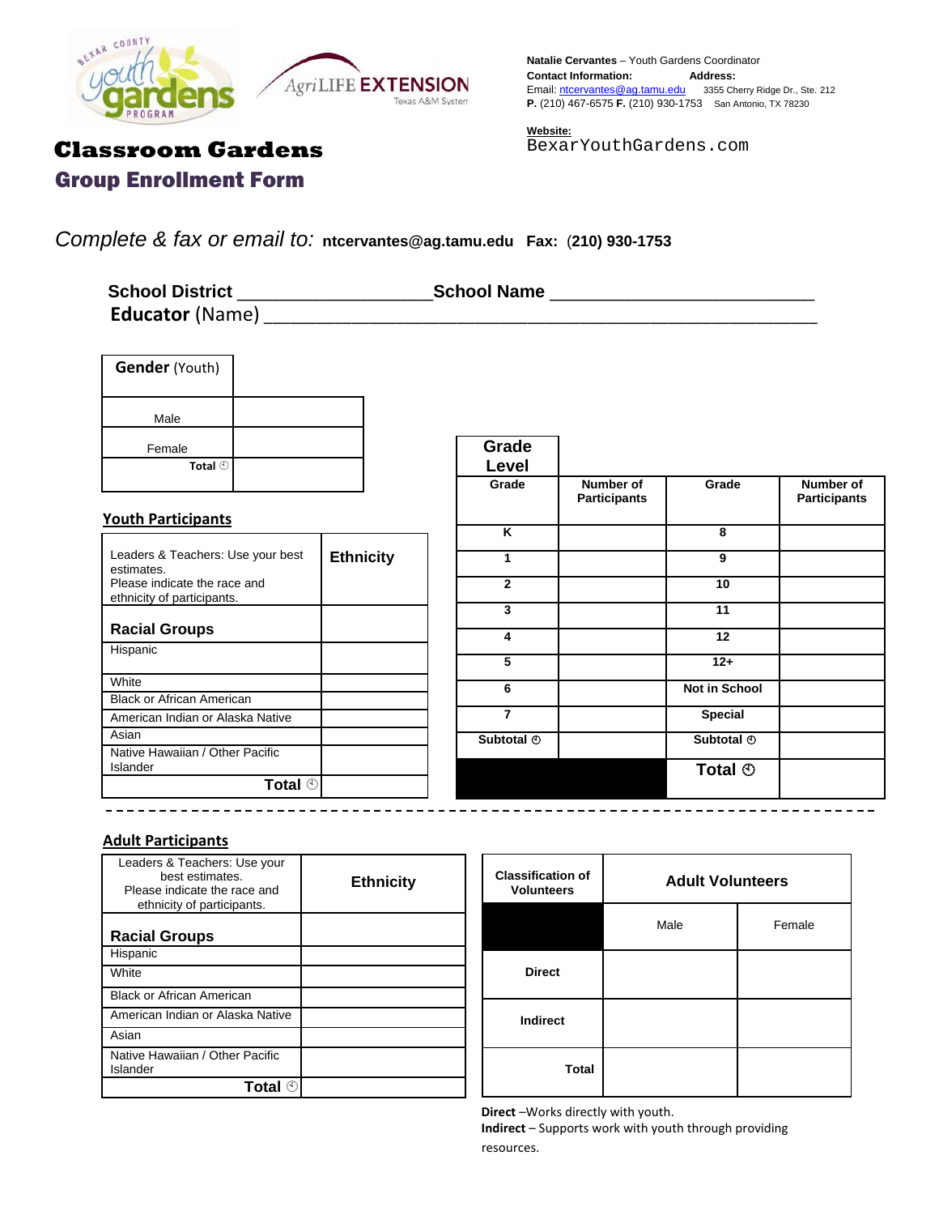Natalie Cervantes – Youth Gardens Coordinator
**Contact Information:** **Address:**
Email: ntcervantes@ag.tamu.edu 3355 Cherry Ridge Dr., Ste. 212
**P.** (210) 467-6575 **F.** (210) 930-1753 San Antonio, TX 78230

**Website:**
BexarYouthGardens.com

# Classroom Gardens

## Group Enrollment Form

*Complete & fax or email to:* **ntcervantes@ag.tamu.edu Fax: (210) 930-1753**

**School District** ___________________ **School Name** ___________________________

**Educator** (Name) ___________________________________________________________

| **Gender** (Youth) | |
|---|---|
| Male | |
| Female | |
| **Total** | |

### Youth Participants

| Leaders & Teachers: Use your best estimates. Please indicate the race and ethnicity of participants. | **Ethnicity** |
|---|---|
| **Racial Groups** | |
| Hispanic | |
| White | |
| Black or African American | |
| American Indian or Alaska Native | |
| Asian | |
| Native Hawaiian / Other Pacific Islander | |
| **Total** | |

**Grade Level**

| **Grade** | **Number of Participants** | **Grade** | **Number of Participants** |
|---|---|---|---|
| **K** | | **8** | |
| **1** | | **9** | |
| **2** | | **10** | |
| **3** | | **11** | |
| **4** | | **12** | |
| **5** | | **12+** | |
| **6** | | **Not in School** | |
| **7** | | **Special** | |
| **Subtotal** | | **Subtotal** | |
| | | **Total** | |

---

### Adult Participants

| Leaders & Teachers: Use your best estimates. Please indicate the race and ethnicity of participants. | **Ethnicity** |
|---|---|
| **Racial Groups** | |
| Hispanic | |
| White | |
| Black or African American | |
| American Indian or Alaska Native | |
| Asian | |
| Native Hawaiian / Other Pacific Islander | |
| **Total** | |

| **Classification of Volunteers** | **Adult Volunteers** | |
|---|---|---|
| | Male | Female |
| **Direct** | | |
| **Indirect** | | |
| **Total** | | |

**Direct** –Works directly with youth.
**Indirect** – Supports work with youth through providing resources.